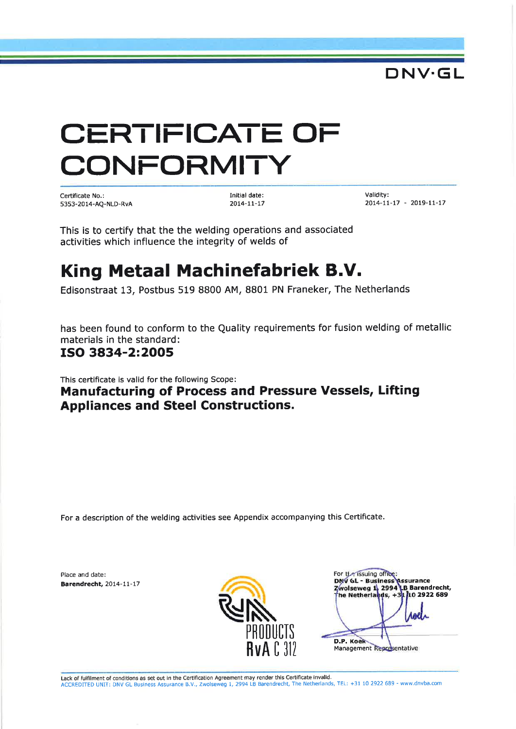DNV·GL

# CERTIFICATE OF CONFORMITY

| Certificate No.: | Initial date: | Validity: |
| --- | --- | --- |
| 5353-2014-AQ-NLD-RvA | 2014-11-17 | 2014-11-17 - 2019-11-17 |

This is to certify that the the welding operations and associated activities which influence the integrity of welds of

## King Metaal Machinefabriek B.V.

Edisonstraat 13, Postbus 519 8800 AM, 8801 PN Franeker, The Netherlands

has been found to conform to the Quality requirements for fusion welding of metallic materials in the standard:

**ISO 3834-2:2005**

This certificate is valid for the following Scope:

**Manufacturing of Process and Pressure Vessels, Lifting Appliances and Steel Constructions.**

For a description of the welding activities see Appendix accompanying this Certificate.

Place and date:
**Barendrecht,** 2014-11-17

PRODUCTS
RvA C 312

For the issuing office:
**DNV GL - Business Assurance**
**Zwolseweg 1, 2994 LB Barendrecht,**
**The Netherlands, +31 10 2922 689**

**D.P. Koek**
Management Representative

Lack of fulfilment of conditions as set out in the Certification Agreement may render this Certificate invalid.
ACCREDITED UNIT: DNV GL Business Assurance B.V., Zwolseweg 1, 2994 LB Barendrecht, The Netherlands, TEL: +31 10 2922 689 - www.dnvba.com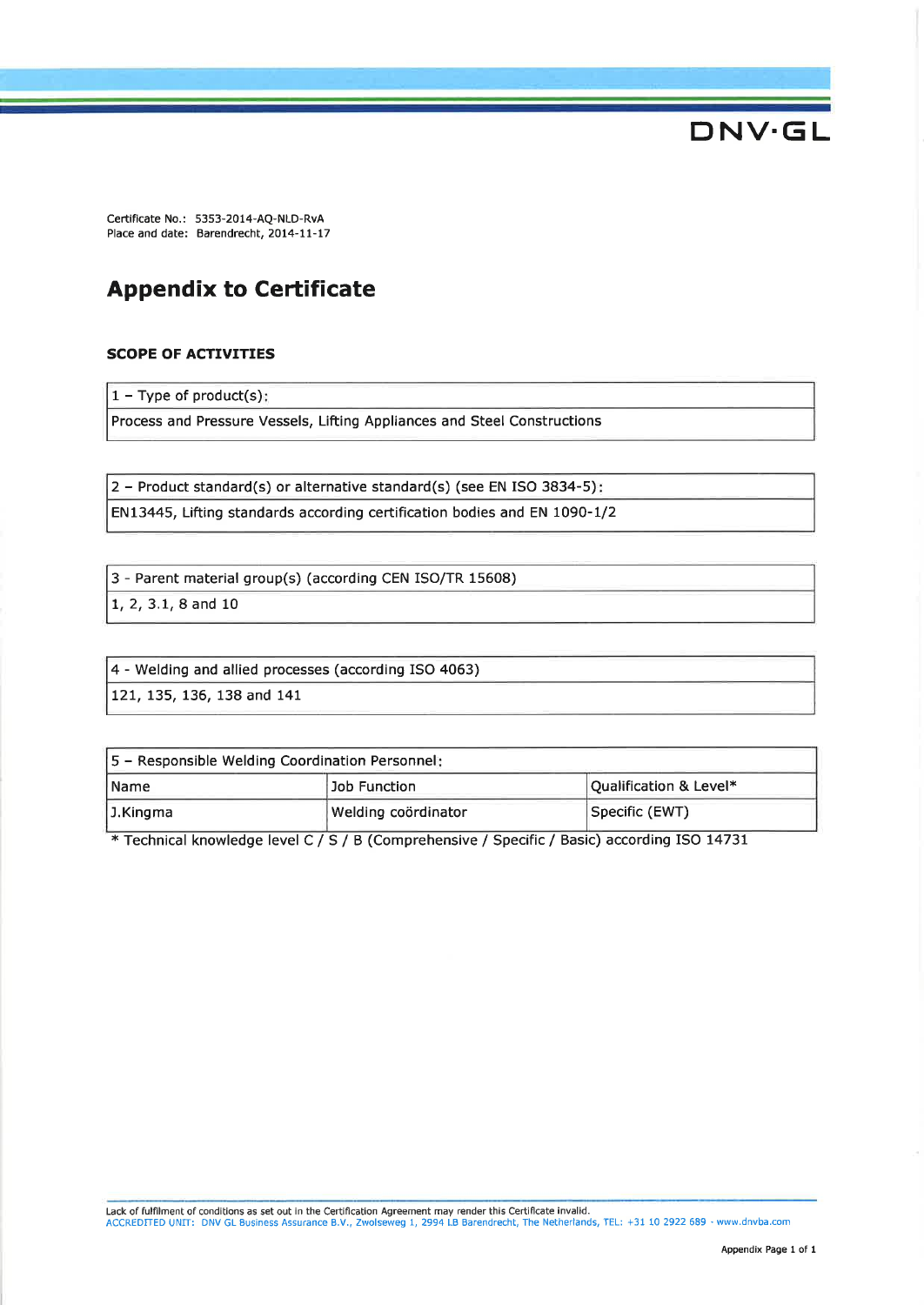DNV·GL

Certificate No.: 5353-2014-AQ-NLD-RvA
Place and date: Barendrecht, 2014-11-17

# Appendix to Certificate

## SCOPE OF ACTIVITIES

| 1 – Type of product(s): |
|---|
| Process and Pressure Vessels, Lifting Appliances and Steel Constructions |

| 2 – Product standard(s) or alternative standard(s) (see EN ISO 3834-5): |
|---|
| EN13445, Lifting standards according certification bodies and EN 1090-1/2 |

| 3 - Parent material group(s) (according CEN ISO/TR 15608) |
|---|
| 1, 2, 3.1, 8 and 10 |

| 4 - Welding and allied processes (according ISO 4063) |
|---|
| 121, 135, 136, 138 and 141 |

| 5 – Responsible Welding Coordination Personnel: | | |
|---|---|---|
| Name | Job Function | Qualification & Level* |
| J.Kingma | Welding coördinator | Specific (EWT) |

* Technical knowledge level C / S / B (Comprehensive / Specific / Basic) according ISO 14731

Lack of fulfilment of conditions as set out in the Certification Agreement may render this Certificate invalid.
ACCREDITED UNIT: DNV GL Business Assurance B.V., Zwolseweg 1, 2994 LB Barendrecht, The Netherlands, TEL: +31 10 2922 689 - www.dnvba.com